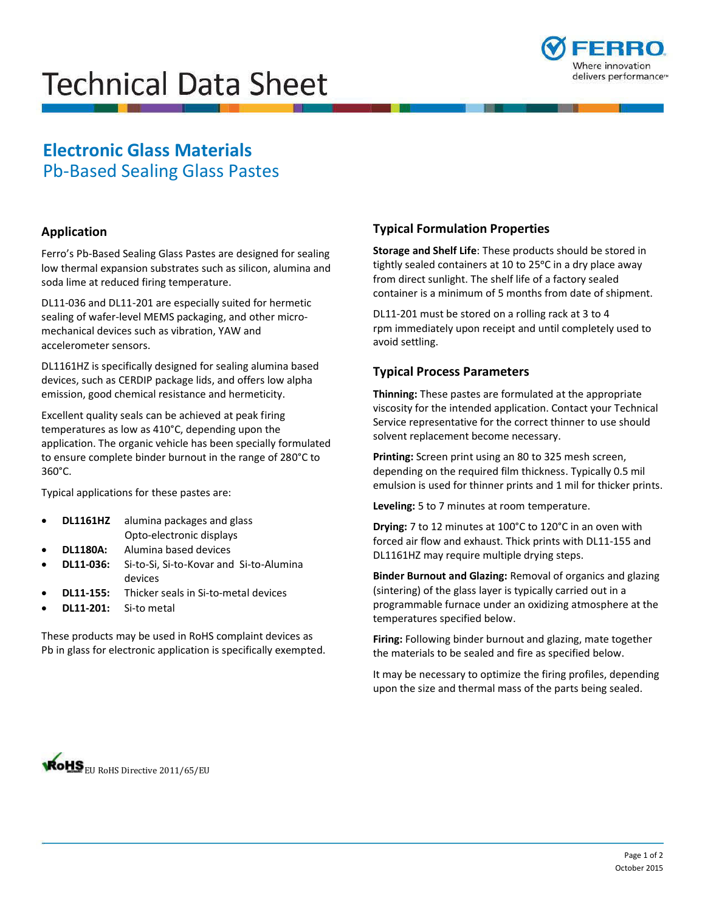# Technical Data Sheet

FERRO
Where innovation delivers performance™

## Electronic Glass Materials
### Pb-Based Sealing Glass Pastes

### Application

Ferro's Pb-Based Sealing Glass Pastes are designed for sealing low thermal expansion substrates such as silicon, alumina and soda lime at reduced firing temperature.

DL11-036 and DL11-201 are especially suited for hermetic sealing of wafer-level MEMS packaging, and other micro-mechanical devices such as vibration, YAW and accelerometer sensors.

DL1161HZ is specifically designed for sealing alumina based devices, such as CERDIP package lids, and offers low alpha emission, good chemical resistance and hermeticity.

Excellent quality seals can be achieved at peak firing temperatures as low as 410°C, depending upon the application. The organic vehicle has been specially formulated to ensure complete binder burnout in the range of 280°C to 360°C.

Typical applications for these pastes are:

- **DL1161HZ** alumina packages and glass Opto-electronic displays
- **DL1180A:** Alumina based devices
- **DL11-036:** Si-to-Si, Si-to-Kovar and Si-to-Alumina devices
- **DL11-155:** Thicker seals in Si-to-metal devices
- **DL11-201:** Si-to metal

These products may be used in RoHS complaint devices as Pb in glass for electronic application is specifically exempted.

### Typical Formulation Properties

**Storage and Shelf Life**: These products should be stored in tightly sealed containers at 10 to 25ºC in a dry place away from direct sunlight. The shelf life of a factory sealed container is a minimum of 5 months from date of shipment.

DL11-201 must be stored on a rolling rack at 3 to 4 rpm immediately upon receipt and until completely used to avoid settling.

### Typical Process Parameters

**Thinning:** These pastes are formulated at the appropriate viscosity for the intended application. Contact your Technical Service representative for the correct thinner to use should solvent replacement become necessary.

**Printing:** Screen print using an 80 to 325 mesh screen, depending on the required film thickness. Typically 0.5 mil emulsion is used for thinner prints and 1 mil for thicker prints.

**Leveling:** 5 to 7 minutes at room temperature.

**Drying:** 7 to 12 minutes at 100°C to 120°C in an oven with forced air flow and exhaust. Thick prints with DL11-155 and DL1161HZ may require multiple drying steps.

**Binder Burnout and Glazing:** Removal of organics and glazing (sintering) of the glass layer is typically carried out in a programmable furnace under an oxidizing atmosphere at the temperatures specified below.

**Firing:** Following binder burnout and glazing, mate together the materials to be sealed and fire as specified below.

It may be necessary to optimize the firing profiles, depending upon the size and thermal mass of the parts being sealed.

RoHS EU RoHS Directive 2011/65/EU

October 2015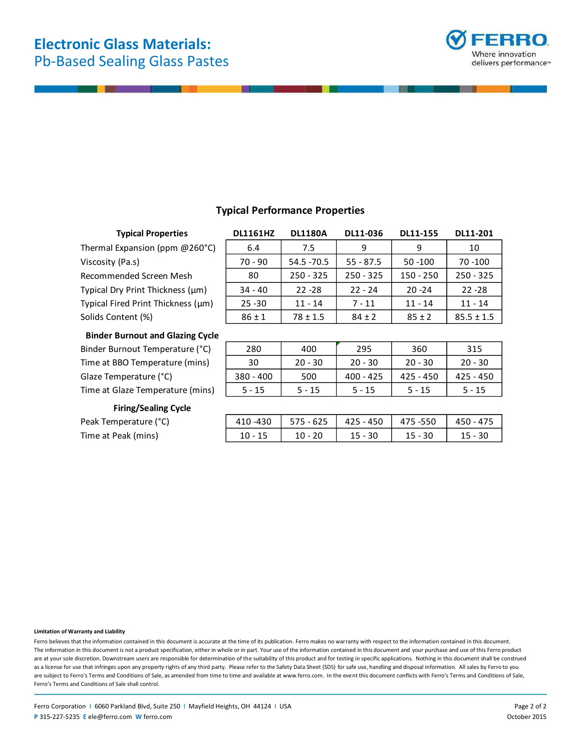## Typical Performance Properties

| Typical Properties | DL1161HZ | DL1180A | DL11-036 | DL11-155 | DL11-201 |
|---|---|---|---|---|---|
| Thermal Expansion (ppm @260°C) | 6.4 | 7.5 | 9 | 9 | 10 |
| Viscosity (Pa.s) | 70 - 90 | 54.5 -70.5 | 55 - 87.5 | 50 -100 | 70 -100 |
| Recommended Screen Mesh | 80 | 250 - 325 | 250 - 325 | 150 - 250 | 250 - 325 |
| Typical Dry Print Thickness (µm) | 34 - 40 | 22 -28 | 22 - 24 | 20 -24 | 22 -28 |
| Typical Fired Print Thickness (µm) | 25 -30 | 11 - 14 | 7 - 11 | 11 - 14 | 11 - 14 |
| Solids Content (%) | 86 ± 1 | 78 ± 1.5 | 84 ± 2 | 85 ± 2 | 85.5 ± 1.5 |
| **Binder Burnout and Glazing Cycle** | | | | | |
| Binder Burnout Temperature (°C) | 280 | 400 | 295 | 360 | 315 |
| Time at BBO Temperature (mins) | 30 | 20 - 30 | 20 - 30 | 20 - 30 | 20 - 30 |
| Glaze Temperature (°C) | 380 - 400 | 500 | 400 - 425 | 425 - 450 | 425 - 450 |
| Time at Glaze Temperature (mins) | 5 - 15 | 5 - 15 | 5 - 15 | 5 - 15 | 5 - 15 |
| **Firing/Sealing Cycle** | | | | | |
| Peak Temperature (°C) | 410 -430 | 575 - 625 | 425 - 450 | 475 -550 | 450 - 475 |
| Time at Peak (mins) | 10 - 15 | 10 - 20 | 15 - 30 | 15 - 30 | 15 - 30 |

**Limitation of Warranty and Liability**

Ferro believes that the information contained in this document is accurate at the time of its publication. Ferro makes no warranty with respect to the information contained in this document. The information in this document is not a product specification, either in whole or in part. Your use of the information contained in this document and your purchase and use of this Ferro product are at your sole discretion. Downstream users are responsible for determination of the suitability of this product and for testing in specific applications. Nothing in this document shall be construed as a license for use that infringes upon any property rights of any third party. Please refer to the Safety Data Sheet (SDS) for safe use, handling and disposal information. All sales by Ferro to you are subject to Ferro's Terms and Conditions of Sale, as amended from time to time and available at www.ferro.com. In the event this document conflicts with Ferro's Terms and Conditions of Sale, Ferro's Terms and Conditions of Sale shall control.

Ferro Corporation | 6060 Parkland Blvd, Suite 250 | Mayfield Heights, OH 44124 | USA
**P** 315-227-5235 **E** ele@ferro.com **W** ferro.com

October 2015